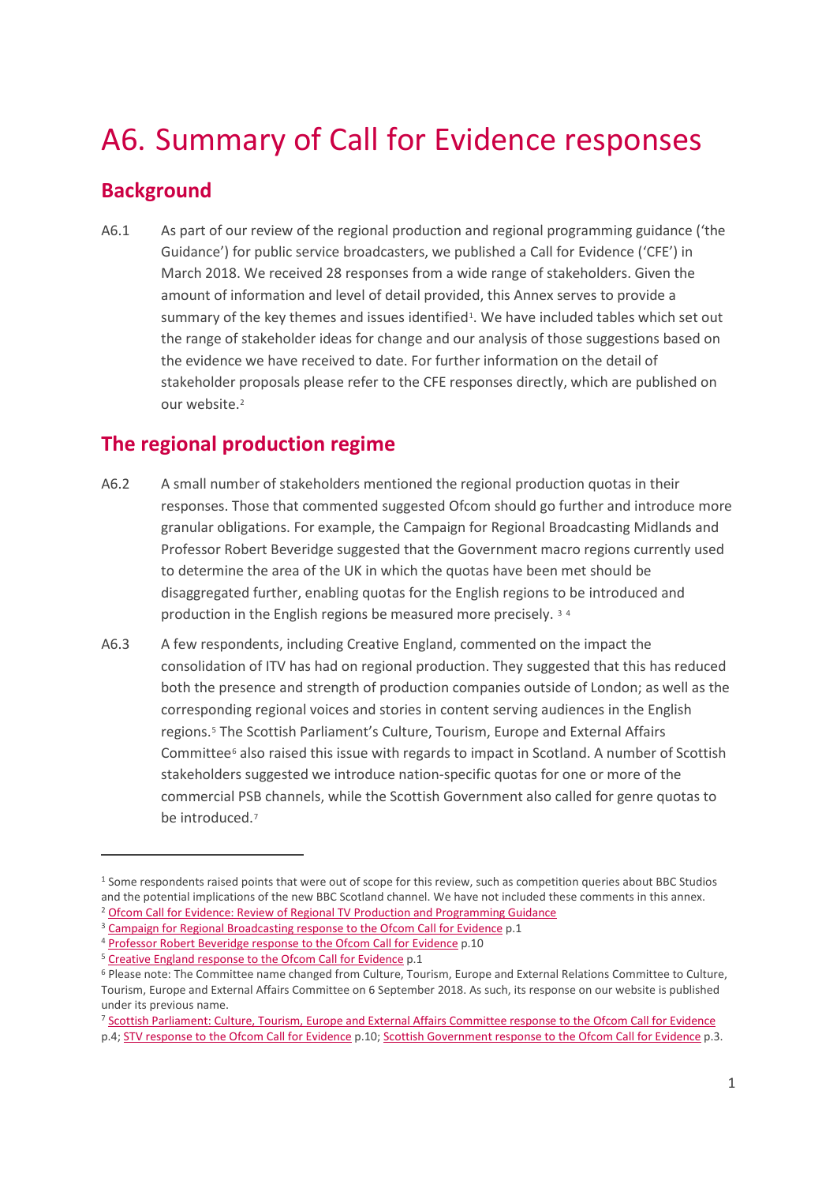# A6. Summary of Call for Evidence responses

## Background

A6.1 As part of our review of the regional production and regional programming guidance ('the Guidance') for public service broadcasters, we published a Call for Evidence ('CFE') in March 2018. We received 28 responses from a wide range of stakeholders. Given the amount of information and level of detail provided, this Annex serves to provide a summary of the key themes and issues identified[1]. We have included tables which set out the range of stakeholder ideas for change and our analysis of those suggestions based on the evidence we have received to date. For further information on the detail of stakeholder proposals please refer to the CFE responses directly, which are published on our website.[2]

## The regional production regime

A6.2 A small number of stakeholders mentioned the regional production quotas in their responses. Those that commented suggested Ofcom should go further and introduce more granular obligations. For example, the Campaign for Regional Broadcasting Midlands and Professor Robert Beveridge suggested that the Government macro regions currently used to determine the area of the UK in which the quotas have been met should be disaggregated further, enabling quotas for the English regions to be introduced and production in the English regions be measured more precisely. [3] [4]

A6.3 A few respondents, including Creative England, commented on the impact the consolidation of ITV has had on regional production. They suggested that this has reduced both the presence and strength of production companies outside of London; as well as the corresponding regional voices and stories in content serving audiences in the English regions.[5] The Scottish Parliament's Culture, Tourism, Europe and External Affairs Committee[6] also raised this issue with regards to impact in Scotland. A number of Scottish stakeholders suggested we introduce nation-specific quotas for one or more of the commercial PSB channels, while the Scottish Government also called for genre quotas to be introduced.[7]

---

[1] Some respondents raised points that were out of scope for this review, such as competition queries about BBC Studios and the potential implications of the new BBC Scotland channel. We have not included these comments in this annex.

[2] Ofcom Call for Evidence: Review of Regional TV Production and Programming Guidance

[3] Campaign for Regional Broadcasting response to the Ofcom Call for Evidence p.1

[4] Professor Robert Beveridge response to the Ofcom Call for Evidence p.10

[5] Creative England response to the Ofcom Call for Evidence p.1

[6] Please note: The Committee name changed from Culture, Tourism, Europe and External Relations Committee to Culture, Tourism, Europe and External Affairs Committee on 6 September 2018. As such, its response on our website is published under its previous name.

[7] Scottish Parliament: Culture, Tourism, Europe and External Affairs Committee response to the Ofcom Call for Evidence p.4; STV response to the Ofcom Call for Evidence p.10; Scottish Government response to the Ofcom Call for Evidence p.3.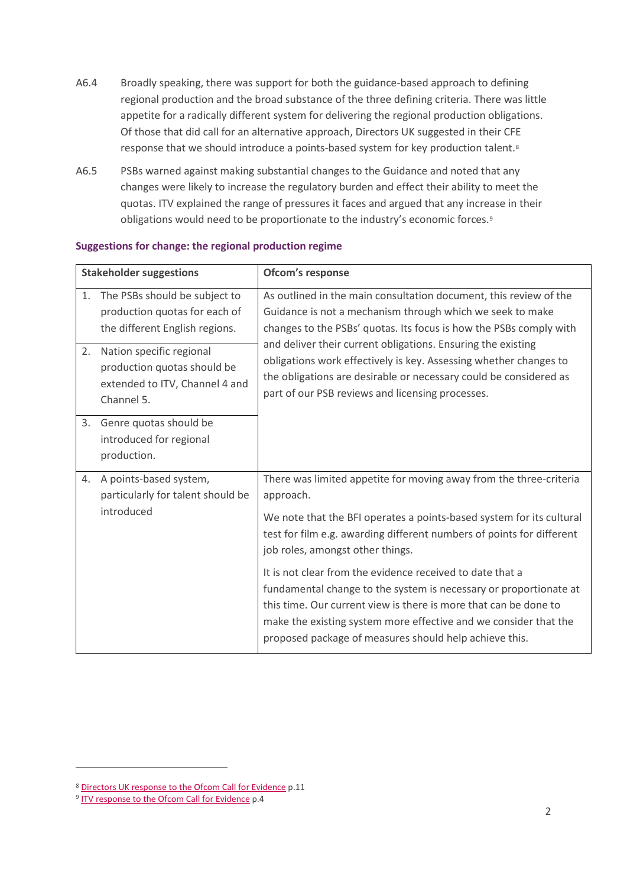A6.4 Broadly speaking, there was support for both the guidance-based approach to defining regional production and the broad substance of the three defining criteria. There was little appetite for a radically different system for delivering the regional production obligations. Of those that did call for an alternative approach, Directors UK suggested in their CFE response that we should introduce a points-based system for key production talent.[8]

A6.5 PSBs warned against making substantial changes to the Guidance and noted that any changes were likely to increase the regulatory burden and effect their ability to meet the quotas. ITV explained the range of pressures it faces and argued that any increase in their obligations would need to be proportionate to the industry's economic forces.[9]

### Suggestions for change: the regional production regime

| Stakeholder suggestions | Ofcom's response |
| --- | --- |
| 1. The PSBs should be subject to production quotas for each of the different English regions. | As outlined in the main consultation document, this review of the Guidance is not a mechanism through which we seek to make changes to the PSBs' quotas. Its focus is how the PSBs comply with and deliver their current obligations. Ensuring the existing obligations work effectively is key. Assessing whether changes to the obligations are desirable or necessary could be considered as part of our PSB reviews and licensing processes. |
| 2. Nation specific regional production quotas should be extended to ITV, Channel 4 and Channel 5. | |
| 3. Genre quotas should be introduced for regional production. | |
| 4. A points-based system, particularly for talent should be introduced | There was limited appetite for moving away from the three-criteria approach.<br><br>We note that the BFI operates a points-based system for its cultural test for film e.g. awarding different numbers of points for different job roles, amongst other things.<br><br>It is not clear from the evidence received to date that a fundamental change to the system is necessary or proportionate at this time. Our current view is there is more that can be done to make the existing system more effective and we consider that the proposed package of measures should help achieve this. |

[8] Directors UK response to the Ofcom Call for Evidence p.11

[9] ITV response to the Ofcom Call for Evidence p.4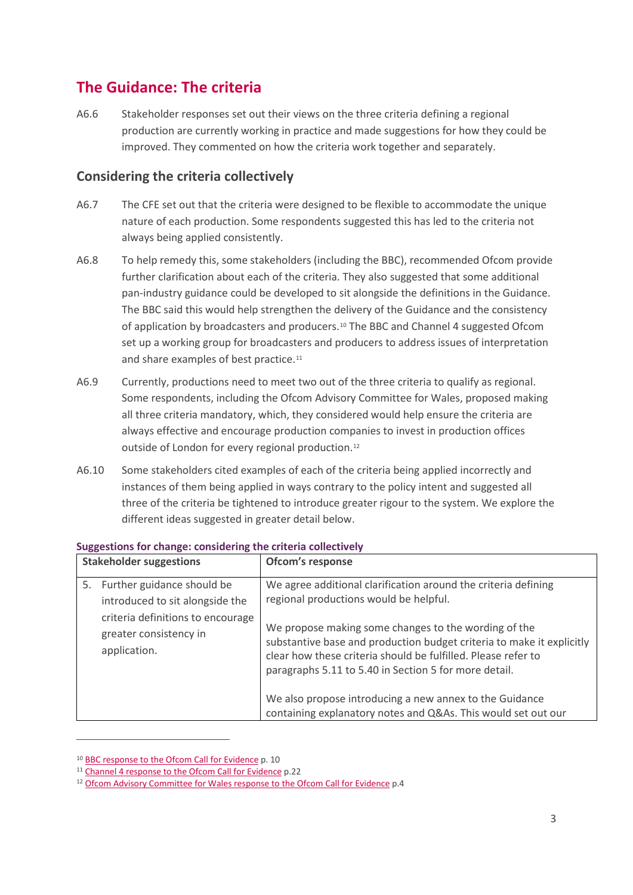## The Guidance: The criteria

A6.6 Stakeholder responses set out their views on the three criteria defining a regional production are currently working in practice and made suggestions for how they could be improved. They commented on how the criteria work together and separately.

### Considering the criteria collectively

A6.7 The CFE set out that the criteria were designed to be flexible to accommodate the unique nature of each production. Some respondents suggested this has led to the criteria not always being applied consistently.

A6.8 To help remedy this, some stakeholders (including the BBC), recommended Ofcom provide further clarification about each of the criteria. They also suggested that some additional pan-industry guidance could be developed to sit alongside the definitions in the Guidance. The BBC said this would help strengthen the delivery of the Guidance and the consistency of application by broadcasters and producers.[10] The BBC and Channel 4 suggested Ofcom set up a working group for broadcasters and producers to address issues of interpretation and share examples of best practice.[11]

A6.9 Currently, productions need to meet two out of the three criteria to qualify as regional. Some respondents, including the Ofcom Advisory Committee for Wales, proposed making all three criteria mandatory, which, they considered would help ensure the criteria are always effective and encourage production companies to invest in production offices outside of London for every regional production.[12]

A6.10 Some stakeholders cited examples of each of the criteria being applied incorrectly and instances of them being applied in ways contrary to the policy intent and suggested all three of the criteria be tightened to introduce greater rigour to the system. We explore the different ideas suggested in greater detail below.

**Suggestions for change: considering the criteria collectively**

| Stakeholder suggestions | Ofcom's response |
|---|---|
| 5. Further guidance should be introduced to sit alongside the criteria definitions to encourage greater consistency in application. | We agree additional clarification around the criteria defining regional productions would be helpful.<br><br>We propose making some changes to the wording of the substantive base and production budget criteria to make it explicitly clear how these criteria should be fulfilled. Please refer to paragraphs 5.11 to 5.40 in Section 5 for more detail.<br><br>We also propose introducing a new annex to the Guidance containing explanatory notes and Q&As. This would set out our |

[10] BBC response to the Ofcom Call for Evidence p. 10

[11] Channel 4 response to the Ofcom Call for Evidence p.22

[12] Ofcom Advisory Committee for Wales response to the Ofcom Call for Evidence p.4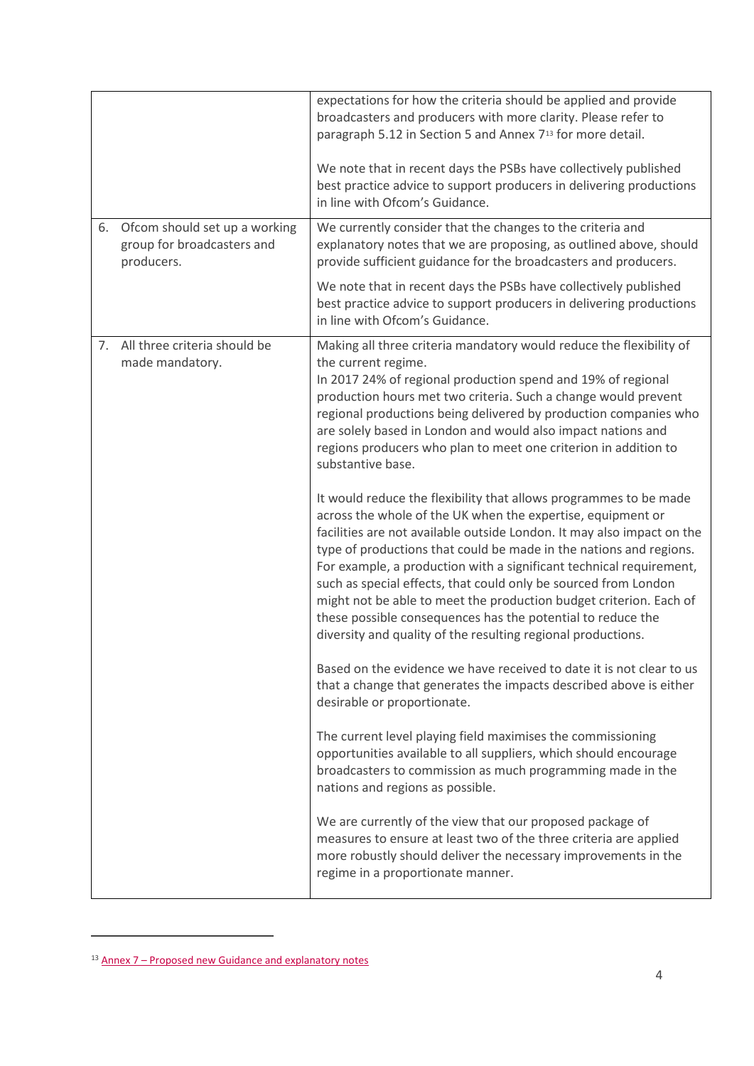|  |  |
|---|---|
|  | expectations for how the criteria should be applied and provide broadcasters and producers with more clarity. Please refer to paragraph 5.12 in Section 5 and Annex 7[13] for more detail.<br><br>We note that in recent days the PSBs have collectively published best practice advice to support producers in delivering productions in line with Ofcom's Guidance. |
| 6. Ofcom should set up a working group for broadcasters and producers. | We currently consider that the changes to the criteria and explanatory notes that we are proposing, as outlined above, should provide sufficient guidance for the broadcasters and producers.<br><br>We note that in recent days the PSBs have collectively published best practice advice to support producers in delivering productions in line with Ofcom's Guidance. |
| 7. All three criteria should be made mandatory. | Making all three criteria mandatory would reduce the flexibility of the current regime.<br>In 2017 24% of regional production spend and 19% of regional production hours met two criteria. Such a change would prevent regional productions being delivered by production companies who are solely based in London and would also impact nations and regions producers who plan to meet one criterion in addition to substantive base.<br><br>It would reduce the flexibility that allows programmes to be made across the whole of the UK when the expertise, equipment or facilities are not available outside London. It may also impact on the type of productions that could be made in the nations and regions. For example, a production with a significant technical requirement, such as special effects, that could only be sourced from London might not be able to meet the production budget criterion. Each of these possible consequences has the potential to reduce the diversity and quality of the resulting regional productions.<br><br>Based on the evidence we have received to date it is not clear to us that a change that generates the impacts described above is either desirable or proportionate.<br><br>The current level playing field maximises the commissioning opportunities available to all suppliers, which should encourage broadcasters to commission as much programming made in the nations and regions as possible.<br><br>We are currently of the view that our proposed package of measures to ensure at least two of the three criteria are applied more robustly should deliver the necessary improvements in the regime in a proportionate manner. |

[13] Annex 7 – Proposed new Guidance and explanatory notes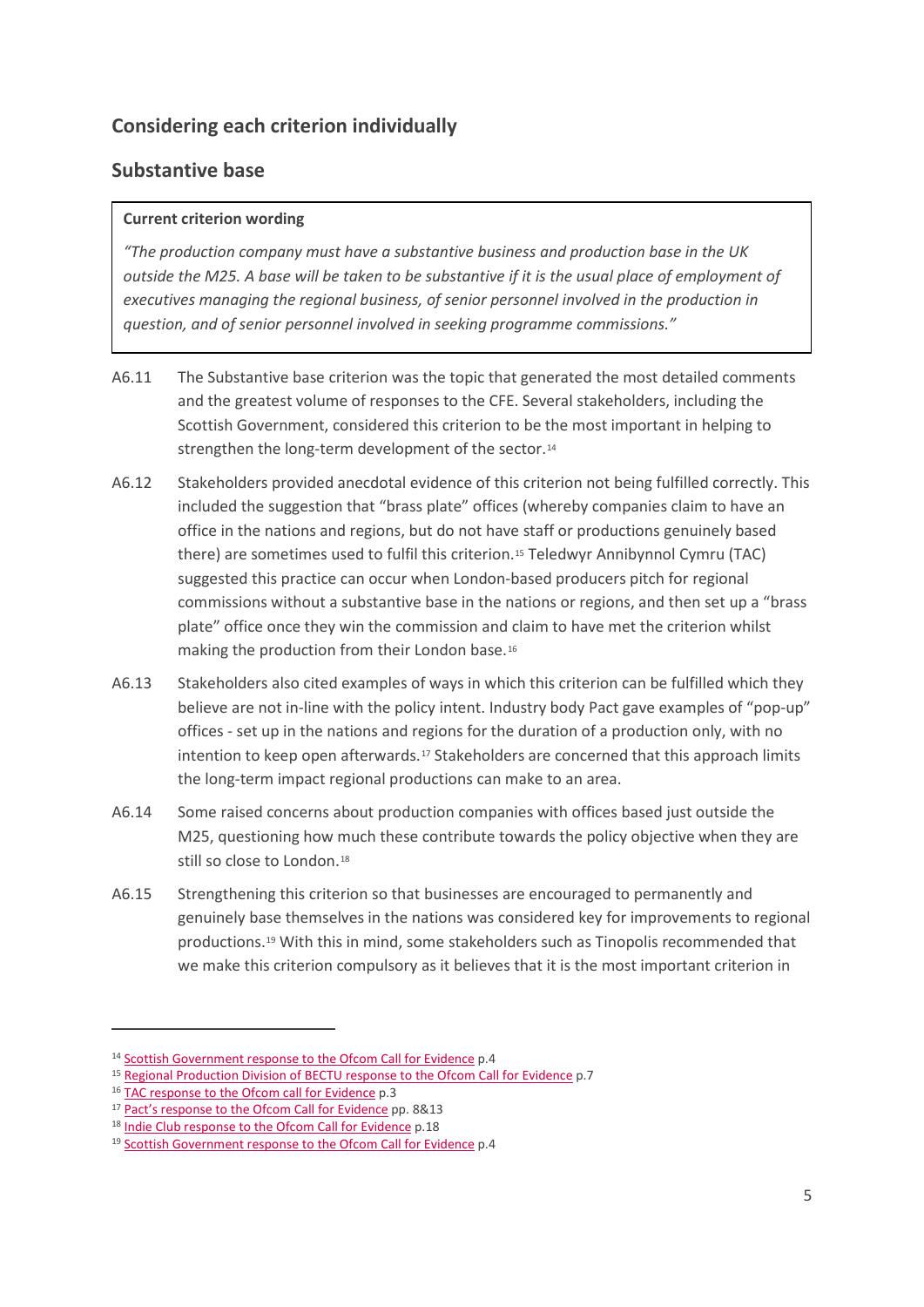## Considering each criterion individually

## Substantive base

**Current criterion wording**

*"The production company must have a substantive business and production base in the UK outside the M25. A base will be taken to be substantive if it is the usual place of employment of executives managing the regional business, of senior personnel involved in the production in question, and of senior personnel involved in seeking programme commissions."*

A6.11 The Substantive base criterion was the topic that generated the most detailed comments and the greatest volume of responses to the CFE. Several stakeholders, including the Scottish Government, considered this criterion to be the most important in helping to strengthen the long-term development of the sector.[14]

A6.12 Stakeholders provided anecdotal evidence of this criterion not being fulfilled correctly. This included the suggestion that "brass plate" offices (whereby companies claim to have an office in the nations and regions, but do not have staff or productions genuinely based there) are sometimes used to fulfil this criterion.[15] Teledwyr Annibynnol Cymru (TAC) suggested this practice can occur when London-based producers pitch for regional commissions without a substantive base in the nations or regions, and then set up a "brass plate" office once they win the commission and claim to have met the criterion whilst making the production from their London base.[16]

A6.13 Stakeholders also cited examples of ways in which this criterion can be fulfilled which they believe are not in-line with the policy intent. Industry body Pact gave examples of "pop-up" offices - set up in the nations and regions for the duration of a production only, with no intention to keep open afterwards.[17] Stakeholders are concerned that this approach limits the long-term impact regional productions can make to an area.

A6.14 Some raised concerns about production companies with offices based just outside the M25, questioning how much these contribute towards the policy objective when they are still so close to London.[18]

A6.15 Strengthening this criterion so that businesses are encouraged to permanently and genuinely base themselves in the nations was considered key for improvements to regional productions.[19] With this in mind, some stakeholders such as Tinopolis recommended that we make this criterion compulsory as it believes that it is the most important criterion in

---

[14] Scottish Government response to the Ofcom Call for Evidence p.4

[15] Regional Production Division of BECTU response to the Ofcom Call for Evidence p.7

[16] TAC response to the Ofcom call for Evidence p.3

[17] Pact's response to the Ofcom Call for Evidence pp. 8&13

[18] Indie Club response to the Ofcom Call for Evidence p.18

[19] Scottish Government response to the Ofcom Call for Evidence p.4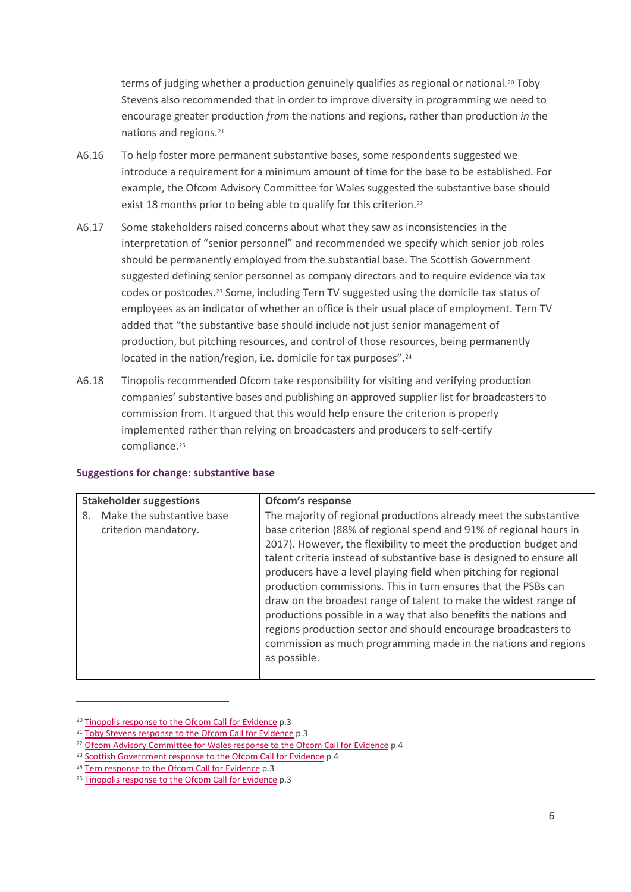terms of judging whether a production genuinely qualifies as regional or national.[20] Toby Stevens also recommended that in order to improve diversity in programming we need to encourage greater production *from* the nations and regions, rather than production *in* the nations and regions.[21]

A6.16 To help foster more permanent substantive bases, some respondents suggested we introduce a requirement for a minimum amount of time for the base to be established. For example, the Ofcom Advisory Committee for Wales suggested the substantive base should exist 18 months prior to being able to qualify for this criterion.[22]

A6.17 Some stakeholders raised concerns about what they saw as inconsistencies in the interpretation of "senior personnel" and recommended we specify which senior job roles should be permanently employed from the substantial base. The Scottish Government suggested defining senior personnel as company directors and to require evidence via tax codes or postcodes.[23] Some, including Tern TV suggested using the domicile tax status of employees as an indicator of whether an office is their usual place of employment. Tern TV added that "the substantive base should include not just senior management of production, but pitching resources, and control of those resources, being permanently located in the nation/region, i.e. domicile for tax purposes".[24]

A6.18 Tinopolis recommended Ofcom take responsibility for visiting and verifying production companies' substantive bases and publishing an approved supplier list for broadcasters to commission from. It argued that this would help ensure the criterion is properly implemented rather than relying on broadcasters and producers to self-certify compliance.[25]

### Suggestions for change: substantive base

| Stakeholder suggestions | Ofcom's response |
|---|---|
| 8. Make the substantive base criterion mandatory. | The majority of regional productions already meet the substantive base criterion (88% of regional spend and 91% of regional hours in 2017). However, the flexibility to meet the production budget and talent criteria instead of substantive base is designed to ensure all producers have a level playing field when pitching for regional production commissions. This in turn ensures that the PSBs can draw on the broadest range of talent to make the widest range of productions possible in a way that also benefits the nations and regions production sector and should encourage broadcasters to commission as much programming made in the nations and regions as possible. |

[20] Tinopolis response to the Ofcom Call for Evidence p.3
[21] Toby Stevens response to the Ofcom Call for Evidence p.3
[22] Ofcom Advisory Committee for Wales response to the Ofcom Call for Evidence p.4
[23] Scottish Government response to the Ofcom Call for Evidence p.4
[24] Tern response to the Ofcom Call for Evidence p.3
[25] Tinopolis response to the Ofcom Call for Evidence p.3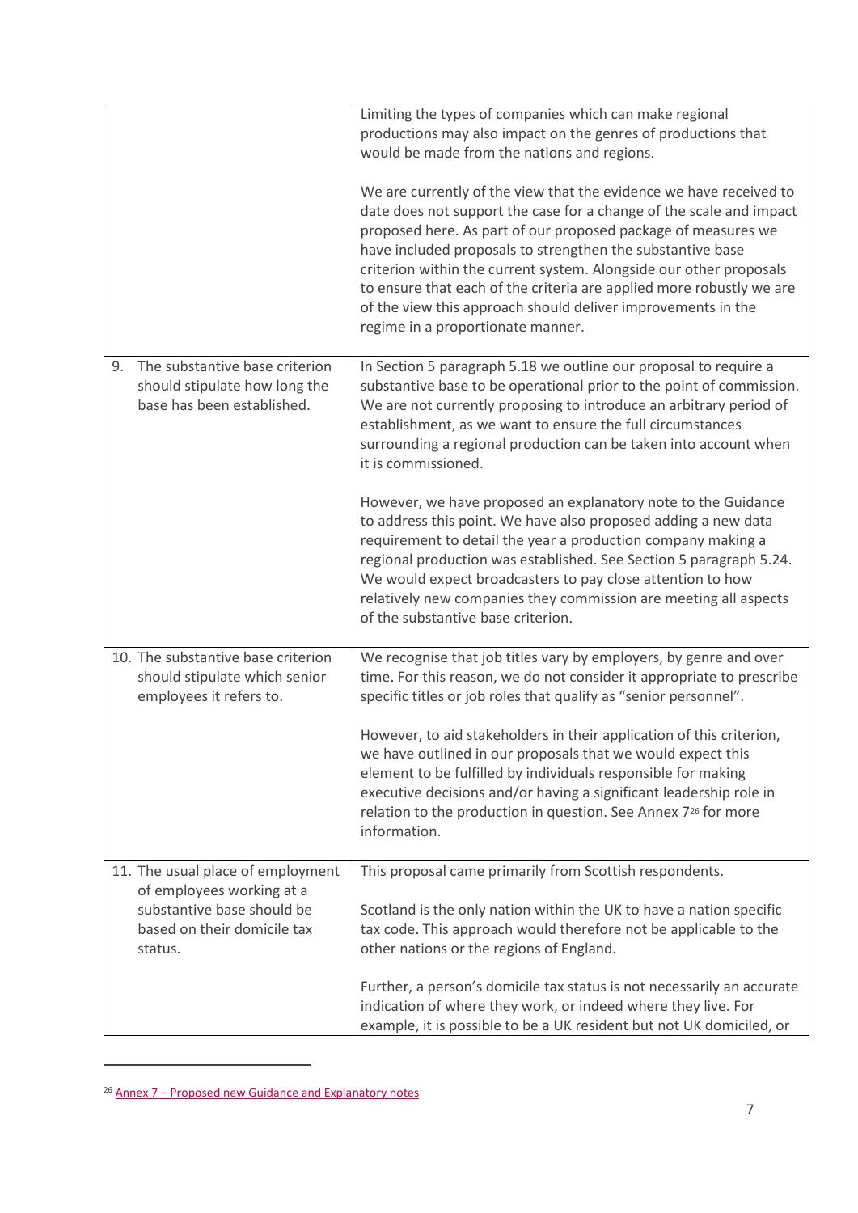| | |
|---|---|
| | Limiting the types of companies which can make regional productions may also impact on the genres of productions that would be made from the nations and regions.<br><br>We are currently of the view that the evidence we have received to date does not support the case for a change of the scale and impact proposed here. As part of our proposed package of measures we have included proposals to strengthen the substantive base criterion within the current system. Alongside our other proposals to ensure that each of the criteria are applied more robustly we are of the view this approach should deliver improvements in the regime in a proportionate manner. |
| 9. The substantive base criterion should stipulate how long the base has been established. | In Section 5 paragraph 5.18 we outline our proposal to require a substantive base to be operational prior to the point of commission. We are not currently proposing to introduce an arbitrary period of establishment, as we want to ensure the full circumstances surrounding a regional production can be taken into account when it is commissioned.<br><br>However, we have proposed an explanatory note to the Guidance to address this point. We have also proposed adding a new data requirement to detail the year a production company making a regional production was established. See Section 5 paragraph 5.24. We would expect broadcasters to pay close attention to how relatively new companies they commission are meeting all aspects of the substantive base criterion. |
| 10. The substantive base criterion should stipulate which senior employees it refers to. | We recognise that job titles vary by employers, by genre and over time. For this reason, we do not consider it appropriate to prescribe specific titles or job roles that qualify as "senior personnel".<br><br>However, to aid stakeholders in their application of this criterion, we have outlined in our proposals that we would expect this element to be fulfilled by individuals responsible for making executive decisions and/or having a significant leadership role in relation to the production in question. See Annex 7[26] for more information. |
| 11. The usual place of employment of employees working at a substantive base should be based on their domicile tax status. | This proposal came primarily from Scottish respondents.<br><br>Scotland is the only nation within the UK to have a nation specific tax code. This approach would therefore not be applicable to the other nations or the regions of England.<br><br>Further, a person's domicile tax status is not necessarily an accurate indication of where they work, or indeed where they live. For example, it is possible to be a UK resident but not UK domiciled, or |

[26] Annex 7 – Proposed new Guidance and Explanatory notes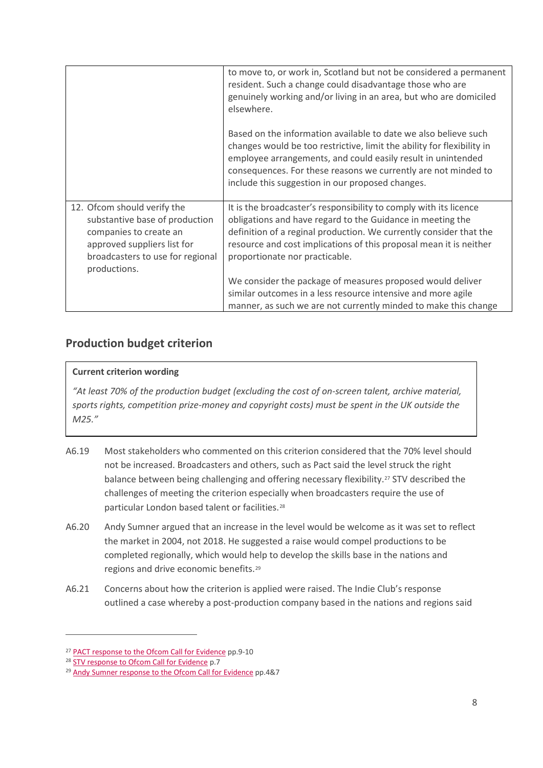| | |
|---|---|
| | to move to, or work in, Scotland but not be considered a permanent resident. Such a change could disadvantage those who are genuinely working and/or living in an area, but who are domiciled elsewhere.<br><br>Based on the information available to date we also believe such changes would be too restrictive, limit the ability for flexibility in employee arrangements, and could easily result in unintended consequences. For these reasons we currently are not minded to include this suggestion in our proposed changes. |
| 12. Ofcom should verify the substantive base of production companies to create an approved suppliers list for broadcasters to use for regional productions. | It is the broadcaster's responsibility to comply with its licence obligations and have regard to the Guidance in meeting the definition of a regional production. We currently consider that the resource and cost implications of this proposal mean it is neither proportionate nor practicable.<br><br>We consider the package of measures proposed would deliver similar outcomes in a less resource intensive and more agile manner, as such we are not currently minded to make this change |

## Production budget criterion

> **Current criterion wording**
>
> *"At least 70% of the production budget (excluding the cost of on-screen talent, archive material, sports rights, competition prize-money and copyright costs) must be spent in the UK outside the M25."*

A6.19 Most stakeholders who commented on this criterion considered that the 70% level should not be increased. Broadcasters and others, such as Pact said the level struck the right balance between being challenging and offering necessary flexibility.[27] STV described the challenges of meeting the criterion especially when broadcasters require the use of particular London based talent or facilities.[28]

A6.20 Andy Sumner argued that an increase in the level would be welcome as it was set to reflect the market in 2004, not 2018. He suggested a raise would compel productions to be completed regionally, which would help to develop the skills base in the nations and regions and drive economic benefits.[29]

A6.21 Concerns about how the criterion is applied were raised. The Indie Club's response outlined a case whereby a post-production company based in the nations and regions said

---

[27] PACT response to the Ofcom Call for Evidence pp.9-10

[28] STV response to Ofcom Call for Evidence p.7

[29] Andy Sumner response to the Ofcom Call for Evidence pp.4&7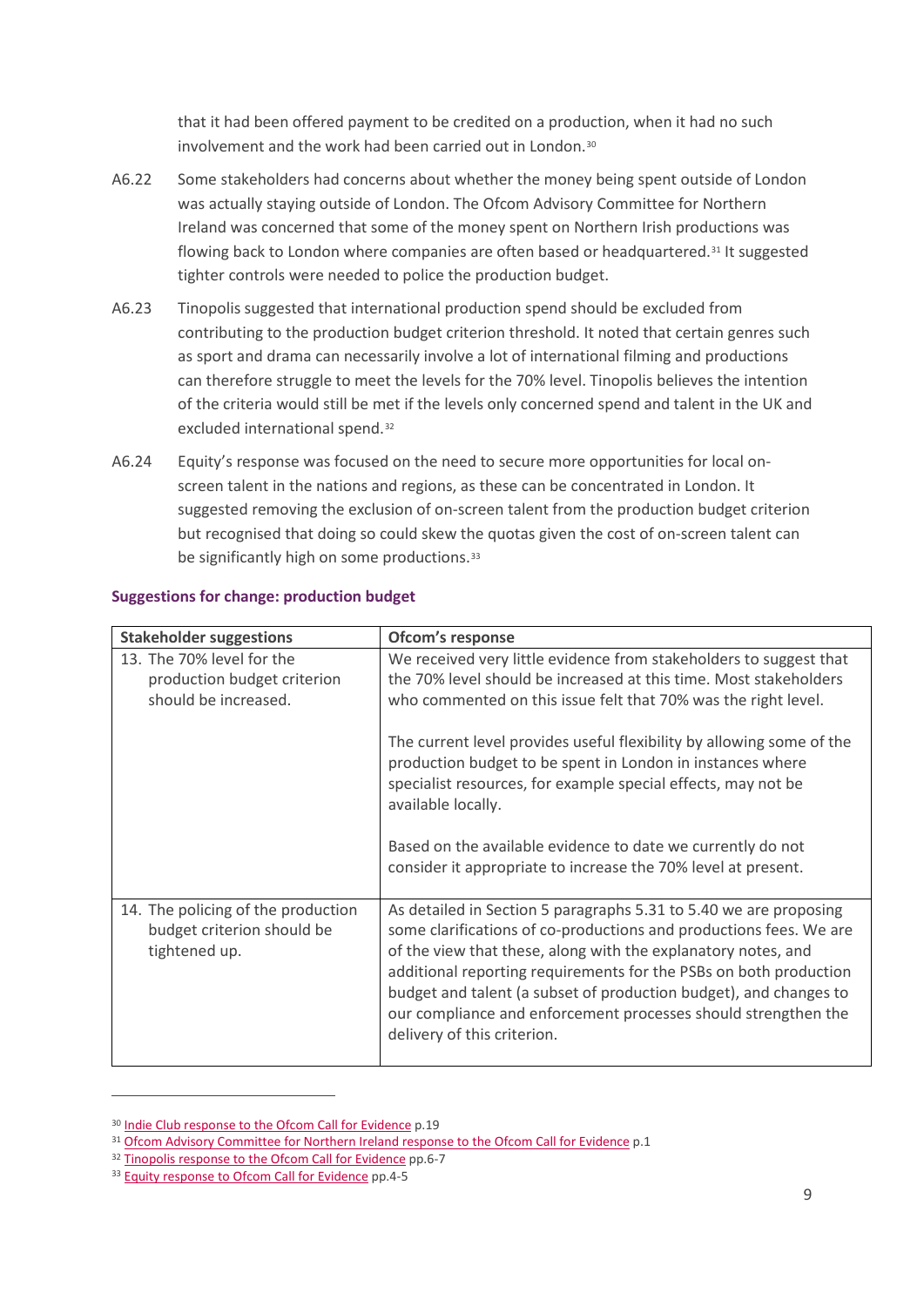that it had been offered payment to be credited on a production, when it had no such involvement and the work had been carried out in London.[30]

A6.22 Some stakeholders had concerns about whether the money being spent outside of London was actually staying outside of London. The Ofcom Advisory Committee for Northern Ireland was concerned that some of the money spent on Northern Irish productions was flowing back to London where companies are often based or headquartered.[31] It suggested tighter controls were needed to police the production budget.

A6.23 Tinopolis suggested that international production spend should be excluded from contributing to the production budget criterion threshold. It noted that certain genres such as sport and drama can necessarily involve a lot of international filming and productions can therefore struggle to meet the levels for the 70% level. Tinopolis believes the intention of the criteria would still be met if the levels only concerned spend and talent in the UK and excluded international spend.[32]

A6.24 Equity's response was focused on the need to secure more opportunities for local on-screen talent in the nations and regions, as these can be concentrated in London. It suggested removing the exclusion of on-screen talent from the production budget criterion but recognised that doing so could skew the quotas given the cost of on-screen talent can be significantly high on some productions.[33]

### Suggestions for change: production budget

| Stakeholder suggestions | Ofcom's response |
|---|---|
| 13. The 70% level for the production budget criterion should be increased. | We received very little evidence from stakeholders to suggest that the 70% level should be increased at this time. Most stakeholders who commented on this issue felt that 70% was the right level.<br><br>The current level provides useful flexibility by allowing some of the production budget to be spent in London in instances where specialist resources, for example special effects, may not be available locally.<br><br>Based on the available evidence to date we currently do not consider it appropriate to increase the 70% level at present. |
| 14. The policing of the production budget criterion should be tightened up. | As detailed in Section 5 paragraphs 5.31 to 5.40 we are proposing some clarifications of co-productions and productions fees. We are of the view that these, along with the explanatory notes, and additional reporting requirements for the PSBs on both production budget and talent (a subset of production budget), and changes to our compliance and enforcement processes should strengthen the delivery of this criterion. |

[30] Indie Club response to the Ofcom Call for Evidence p.19

[31] Ofcom Advisory Committee for Northern Ireland response to the Ofcom Call for Evidence p.1

[32] Tinopolis response to the Ofcom Call for Evidence pp.6-7

[33] Equity response to Ofcom Call for Evidence pp.4-5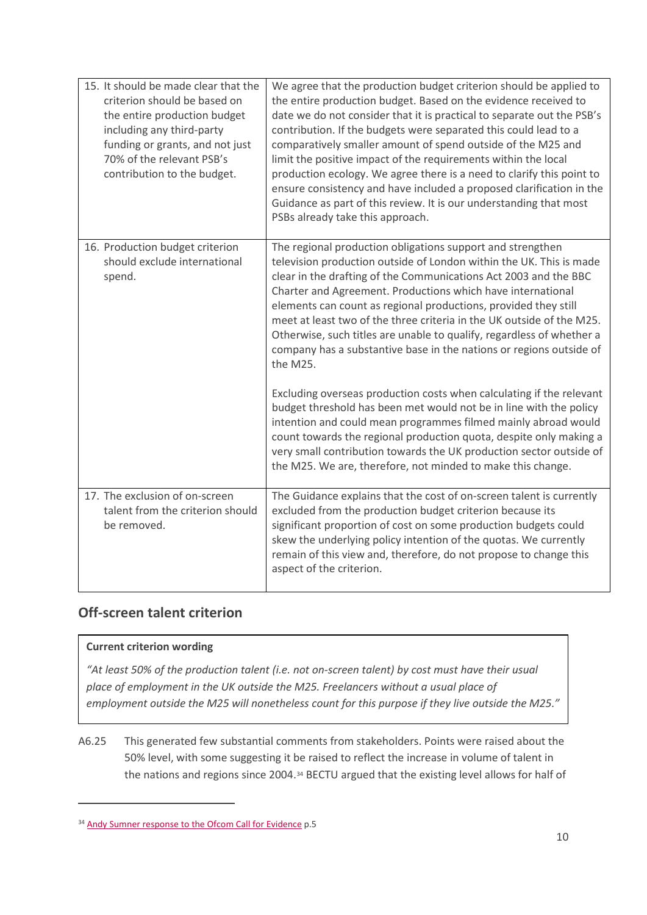| | |
|---|---|
| 15. It should be made clear that the criterion should be based on the entire production budget including any third-party funding or grants, and not just 70% of the relevant PSB's contribution to the budget. | We agree that the production budget criterion should be applied to the entire production budget. Based on the evidence received to date we do not consider that it is practical to separate out the PSB's contribution. If the budgets were separated this could lead to a comparatively smaller amount of spend outside of the M25 and limit the positive impact of the requirements within the local production ecology. We agree there is a need to clarify this point to ensure consistency and have included a proposed clarification in the Guidance as part of this review. It is our understanding that most PSBs already take this approach. |
| 16. Production budget criterion should exclude international spend. | The regional production obligations support and strengthen television production outside of London within the UK. This is made clear in the drafting of the Communications Act 2003 and the BBC Charter and Agreement. Productions which have international elements can count as regional productions, provided they still meet at least two of the three criteria in the UK outside of the M25. Otherwise, such titles are unable to qualify, regardless of whether a company has a substantive base in the nations or regions outside of the M25.<br><br>Excluding overseas production costs when calculating if the relevant budget threshold has been met would not be in line with the policy intention and could mean programmes filmed mainly abroad would count towards the regional production quota, despite only making a very small contribution towards the UK production sector outside of the M25. We are, therefore, not minded to make this change. |
| 17. The exclusion of on-screen talent from the criterion should be removed. | The Guidance explains that the cost of on-screen talent is currently excluded from the production budget criterion because its significant proportion of cost on some production budgets could skew the underlying policy intention of the quotas. We currently remain of this view and, therefore, do not propose to change this aspect of the criterion. |

## Off-screen talent criterion

**Current criterion wording**

*"At least 50% of the production talent (i.e. not on-screen talent) by cost must have their usual place of employment in the UK outside the M25. Freelancers without a usual place of employment outside the M25 will nonetheless count for this purpose if they live outside the M25."*

A6.25 This generated few substantial comments from stakeholders. Points were raised about the 50% level, with some suggesting it be raised to reflect the increase in volume of talent in the nations and regions since 2004.[34] BECTU argued that the existing level allows for half of

[34] Andy Sumner response to the Ofcom Call for Evidence p.5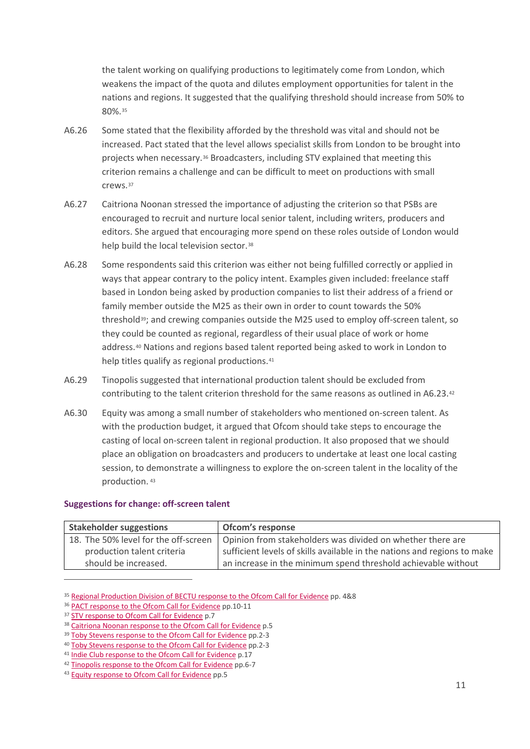the talent working on qualifying productions to legitimately come from London, which weakens the impact of the quota and dilutes employment opportunities for talent in the nations and regions. It suggested that the qualifying threshold should increase from 50% to 80%.[35]

A6.26 Some stated that the flexibility afforded by the threshold was vital and should not be increased. Pact stated that the level allows specialist skills from London to be brought into projects when necessary.[36] Broadcasters, including STV explained that meeting this criterion remains a challenge and can be difficult to meet on productions with small crews.[37]

A6.27 Caitriona Noonan stressed the importance of adjusting the criterion so that PSBs are encouraged to recruit and nurture local senior talent, including writers, producers and editors. She argued that encouraging more spend on these roles outside of London would help build the local television sector.[38]

A6.28 Some respondents said this criterion was either not being fulfilled correctly or applied in ways that appear contrary to the policy intent. Examples given included: freelance staff based in London being asked by production companies to list their address of a friend or family member outside the M25 as their own in order to count towards the 50% threshold[39]; and crewing companies outside the M25 used to employ off-screen talent, so they could be counted as regional, regardless of their usual place of work or home address.[40] Nations and regions based talent reported being asked to work in London to help titles qualify as regional productions.[41]

A6.29 Tinopolis suggested that international production talent should be excluded from contributing to the talent criterion threshold for the same reasons as outlined in A6.23.[42]

A6.30 Equity was among a small number of stakeholders who mentioned on-screen talent. As with the production budget, it argued that Ofcom should take steps to encourage the casting of local on-screen talent in regional production. It also proposed that we should place an obligation on broadcasters and producers to undertake at least one local casting session, to demonstrate a willingness to explore the on-screen talent in the locality of the production.[43]

### Suggestions for change: off-screen talent

| Stakeholder suggestions | Ofcom's response |
|---|---|
| 18. The 50% level for the off-screen production talent criteria should be increased. | Opinion from stakeholders was divided on whether there are sufficient levels of skills available in the nations and regions to make an increase in the minimum spend threshold achievable without |

[35] Regional Production Division of BECTU response to the Ofcom Call for Evidence pp. 4&8
[36] PACT response to the Ofcom Call for Evidence pp.10-11
[37] STV response to Ofcom Call for Evidence p.7
[38] Caitriona Noonan response to the Ofcom Call for Evidence p.5
[39] Toby Stevens response to the Ofcom Call for Evidence pp.2-3
[40] Toby Stevens response to the Ofcom Call for Evidence pp.2-3
[41] Indie Club response to the Ofcom Call for Evidence p.17
[42] Tinopolis response to the Ofcom Call for Evidence pp.6-7
[43] Equity response to Ofcom Call for Evidence pp.5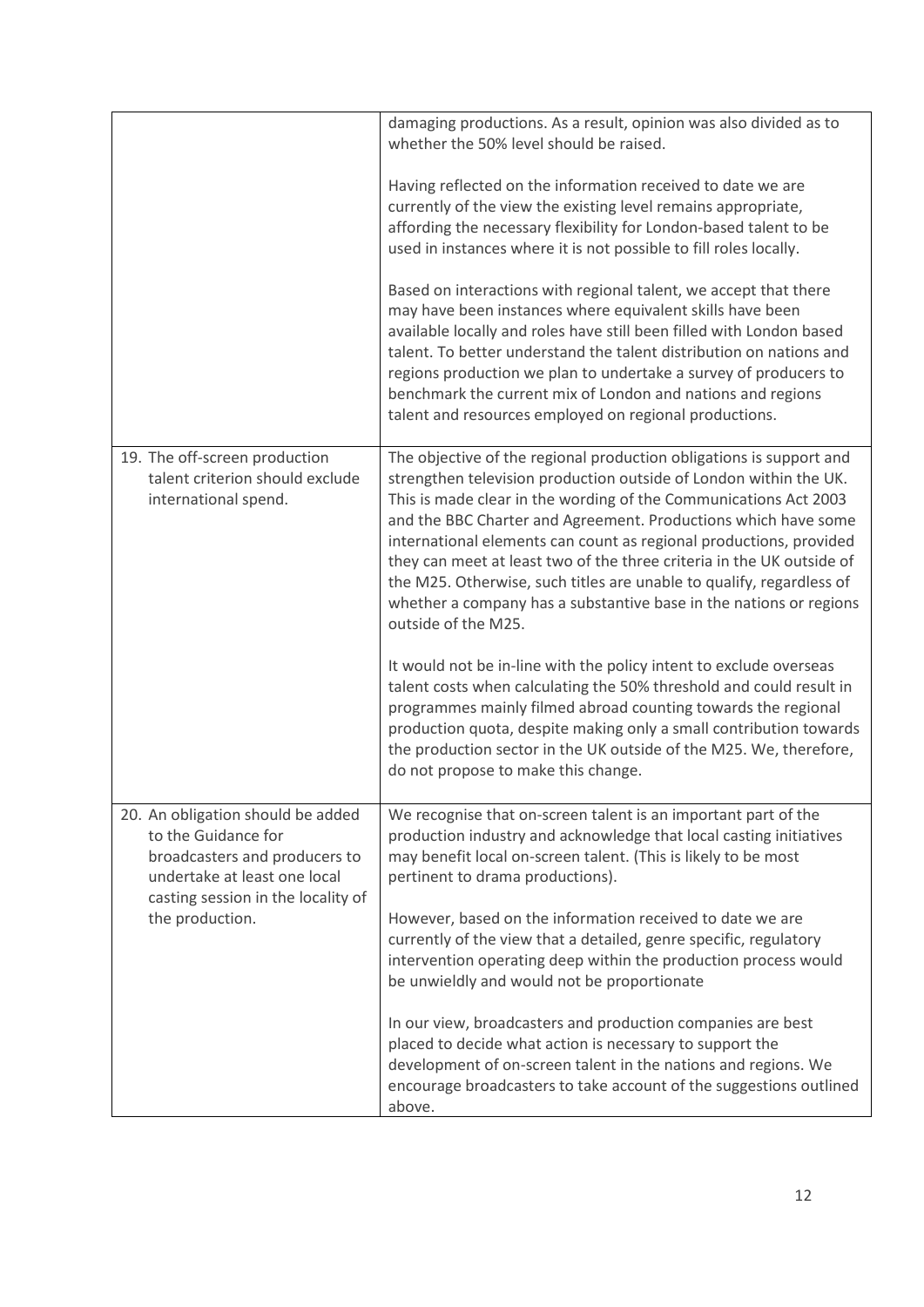| | |
|---|---|
| | damaging productions. As a result, opinion was also divided as to whether the 50% level should be raised.<br><br>Having reflected on the information received to date we are currently of the view the existing level remains appropriate, affording the necessary flexibility for London-based talent to be used in instances where it is not possible to fill roles locally.<br><br>Based on interactions with regional talent, we accept that there may have been instances where equivalent skills have been available locally and roles have still been filled with London based talent. To better understand the talent distribution on nations and regions production we plan to undertake a survey of producers to benchmark the current mix of London and nations and regions talent and resources employed on regional productions. |
| 19. The off-screen production talent criterion should exclude international spend. | The objective of the regional production obligations is support and strengthen television production outside of London within the UK. This is made clear in the wording of the Communications Act 2003 and the BBC Charter and Agreement. Productions which have some international elements can count as regional productions, provided they can meet at least two of the three criteria in the UK outside of the M25. Otherwise, such titles are unable to qualify, regardless of whether a company has a substantive base in the nations or regions outside of the M25.<br><br>It would not be in-line with the policy intent to exclude overseas talent costs when calculating the 50% threshold and could result in programmes mainly filmed abroad counting towards the regional production quota, despite making only a small contribution towards the production sector in the UK outside of the M25. We, therefore, do not propose to make this change. |
| 20. An obligation should be added to the Guidance for broadcasters and producers to undertake at least one local casting session in the locality of the production. | We recognise that on-screen talent is an important part of the production industry and acknowledge that local casting initiatives may benefit local on-screen talent. (This is likely to be most pertinent to drama productions).<br><br>However, based on the information received to date we are currently of the view that a detailed, genre specific, regulatory intervention operating deep within the production process would be unwieldy and would not be proportionate<br><br>In our view, broadcasters and production companies are best placed to decide what action is necessary to support the development of on-screen talent in the nations and regions. We encourage broadcasters to take account of the suggestions outlined above. |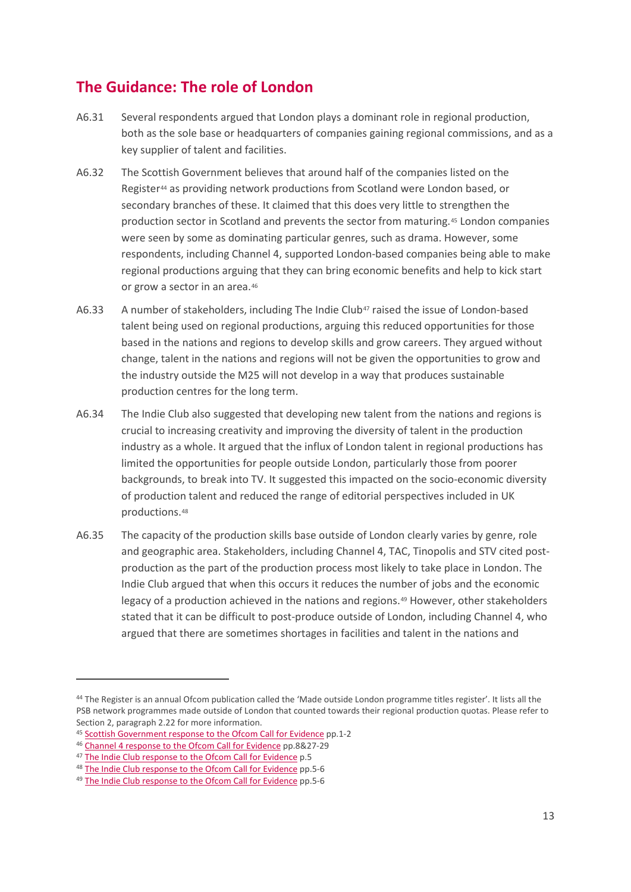## The Guidance: The role of London

A6.31 Several respondents argued that London plays a dominant role in regional production, both as the sole base or headquarters of companies gaining regional commissions, and as a key supplier of talent and facilities.

A6.32 The Scottish Government believes that around half of the companies listed on the Register[44] as providing network productions from Scotland were London based, or secondary branches of these. It claimed that this does very little to strengthen the production sector in Scotland and prevents the sector from maturing.[45] London companies were seen by some as dominating particular genres, such as drama. However, some respondents, including Channel 4, supported London-based companies being able to make regional productions arguing that they can bring economic benefits and help to kick start or grow a sector in an area.[46]

A6.33 A number of stakeholders, including The Indie Club[47] raised the issue of London-based talent being used on regional productions, arguing this reduced opportunities for those based in the nations and regions to develop skills and grow careers. They argued without change, talent in the nations and regions will not be given the opportunities to grow and the industry outside the M25 will not develop in a way that produces sustainable production centres for the long term.

A6.34 The Indie Club also suggested that developing new talent from the nations and regions is crucial to increasing creativity and improving the diversity of talent in the production industry as a whole. It argued that the influx of London talent in regional productions has limited the opportunities for people outside London, particularly those from poorer backgrounds, to break into TV. It suggested this impacted on the socio-economic diversity of production talent and reduced the range of editorial perspectives included in UK productions.[48]

A6.35 The capacity of the production skills base outside of London clearly varies by genre, role and geographic area. Stakeholders, including Channel 4, TAC, Tinopolis and STV cited post-production as the part of the production process most likely to take place in London. The Indie Club argued that when this occurs it reduces the number of jobs and the economic legacy of a production achieved in the nations and regions.[49] However, other stakeholders stated that it can be difficult to post-produce outside of London, including Channel 4, who argued that there are sometimes shortages in facilities and talent in the nations and

---

[44] The Register is an annual Ofcom publication called the 'Made outside London programme titles register'. It lists all the PSB network programmes made outside of London that counted towards their regional production quotas. Please refer to Section 2, paragraph 2.22 for more information.

[45] Scottish Government response to the Ofcom Call for Evidence pp.1-2

[46] Channel 4 response to the Ofcom Call for Evidence pp.8&27-29

[47] The Indie Club response to the Ofcom Call for Evidence p.5

[48] The Indie Club response to the Ofcom Call for Evidence pp.5-6

[49] The Indie Club response to the Ofcom Call for Evidence pp.5-6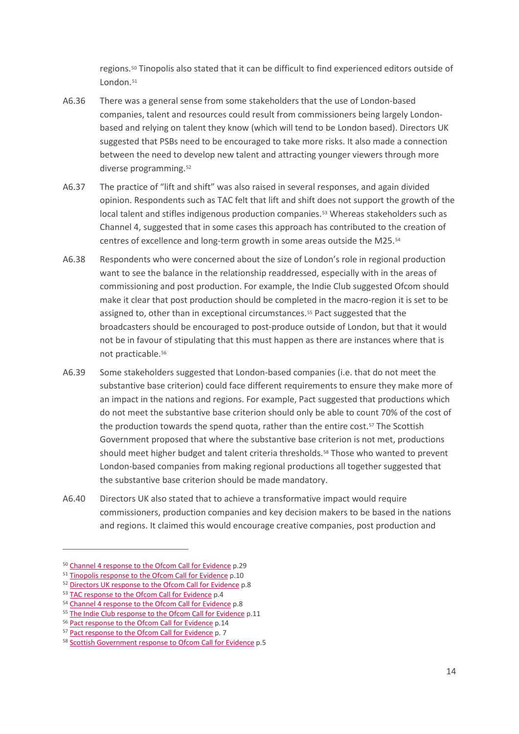regions.[50] Tinopolis also stated that it can be difficult to find experienced editors outside of London.[51]

A6.36 There was a general sense from some stakeholders that the use of London-based companies, talent and resources could result from commissioners being largely London-based and relying on talent they know (which will tend to be London based). Directors UK suggested that PSBs need to be encouraged to take more risks. It also made a connection between the need to develop new talent and attracting younger viewers through more diverse programming.[52]

A6.37 The practice of "lift and shift" was also raised in several responses, and again divided opinion. Respondents such as TAC felt that lift and shift does not support the growth of the local talent and stifles indigenous production companies.[53] Whereas stakeholders such as Channel 4, suggested that in some cases this approach has contributed to the creation of centres of excellence and long-term growth in some areas outside the M25.[54]

A6.38 Respondents who were concerned about the size of London's role in regional production want to see the balance in the relationship readdressed, especially with in the areas of commissioning and post production. For example, the Indie Club suggested Ofcom should make it clear that post production should be completed in the macro-region it is set to be assigned to, other than in exceptional circumstances.[55] Pact suggested that the broadcasters should be encouraged to post-produce outside of London, but that it would not be in favour of stipulating that this must happen as there are instances where that is not practicable.[56]

A6.39 Some stakeholders suggested that London-based companies (i.e. that do not meet the substantive base criterion) could face different requirements to ensure they make more of an impact in the nations and regions. For example, Pact suggested that productions which do not meet the substantive base criterion should only be able to count 70% of the cost of the production towards the spend quota, rather than the entire cost.[57] The Scottish Government proposed that where the substantive base criterion is not met, productions should meet higher budget and talent criteria thresholds.[58] Those who wanted to prevent London-based companies from making regional productions all together suggested that the substantive base criterion should be made mandatory.

A6.40 Directors UK also stated that to achieve a transformative impact would require commissioners, production companies and key decision makers to be based in the nations and regions. It claimed this would encourage creative companies, post production and

---

[50] Channel 4 response to the Ofcom Call for Evidence p.29

[51] Tinopolis response to the Ofcom Call for Evidence p.10

[52] Directors UK response to the Ofcom Call for Evidence p.8

[53] TAC response to the Ofcom Call for Evidence p.4

[54] Channel 4 response to the Ofcom Call for Evidence p.8

[55] The Indie Club response to the Ofcom Call for Evidence p.11

[56] Pact response to the Ofcom Call for Evidence p.14

[57] Pact response to the Ofcom Call for Evidence p. 7

[58] Scottish Government response to Ofcom Call for Evidence p.5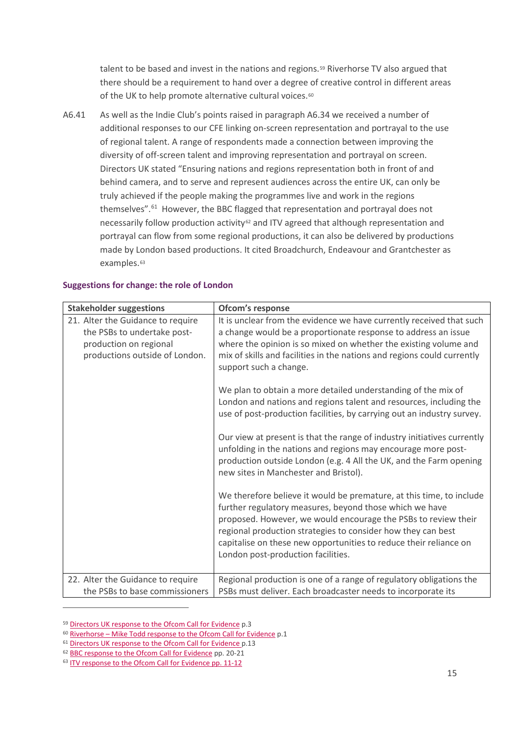talent to be based and invest in the nations and regions.[59] Riverhorse TV also argued that there should be a requirement to hand over a degree of creative control in different areas of the UK to help promote alternative cultural voices.[60]

A6.41 As well as the Indie Club's points raised in paragraph A6.34 we received a number of additional responses to our CFE linking on-screen representation and portrayal to the use of regional talent. A range of respondents made a connection between improving the diversity of off-screen talent and improving representation and portrayal on screen. Directors UK stated "Ensuring nations and regions representation both in front of and behind camera, and to serve and represent audiences across the entire UK, can only be truly achieved if the people making the programmes live and work in the regions themselves".[61] However, the BBC flagged that representation and portrayal does not necessarily follow production activity[62] and ITV agreed that although representation and portrayal can flow from some regional productions, it can also be delivered by productions made by London based productions. It cited Broadchurch, Endeavour and Grantchester as examples.[63]

### Suggestions for change: the role of London

| Stakeholder suggestions | Ofcom's response |
|---|---|
| 21. Alter the Guidance to require the PSBs to undertake post-production on regional productions outside of London. | It is unclear from the evidence we have currently received that such a change would be a proportionate response to address an issue where the opinion is so mixed on whether the existing volume and mix of skills and facilities in the nations and regions could currently support such a change.<br><br>We plan to obtain a more detailed understanding of the mix of London and nations and regions talent and resources, including the use of post-production facilities, by carrying out an industry survey.<br><br>Our view at present is that the range of industry initiatives currently unfolding in the nations and regions may encourage more post-production outside London (e.g. 4 All the UK, and the Farm opening new sites in Manchester and Bristol).<br><br>We therefore believe it would be premature, at this time, to include further regulatory measures, beyond those which we have proposed. However, we would encourage the PSBs to review their regional production strategies to consider how they can best capitalise on these new opportunities to reduce their reliance on London post-production facilities. |
| 22. Alter the Guidance to require the PSBs to base commissioners | Regional production is one of a range of regulatory obligations the PSBs must deliver. Each broadcaster needs to incorporate its |

[59] Directors UK response to the Ofcom Call for Evidence p.3

[60] Riverhorse – Mike Todd response to the Ofcom Call for Evidence p.1

[61] Directors UK response to the Ofcom Call for Evidence p.13

[62] BBC response to the Ofcom Call for Evidence pp. 20-21

[63] ITV response to the Ofcom Call for Evidence pp. 11-12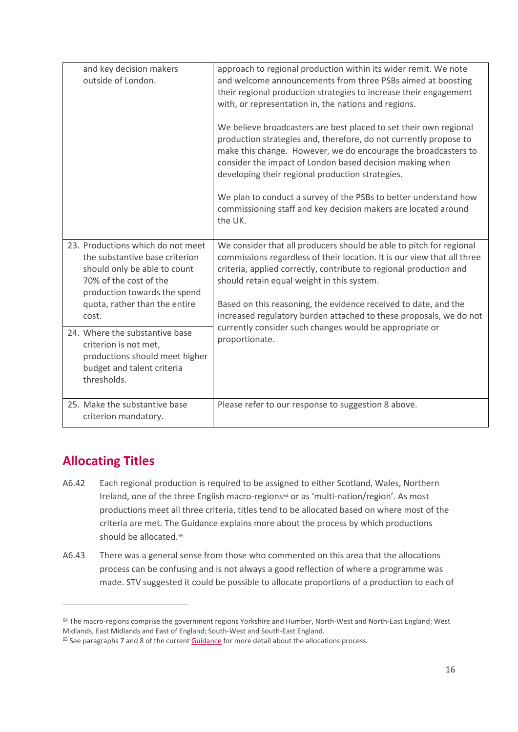| | |
|---|---|
| and key decision makers outside of London. | approach to regional production within its wider remit. We note and welcome announcements from three PSBs aimed at boosting their regional production strategies to increase their engagement with, or representation in, the nations and regions.<br><br>We believe broadcasters are best placed to set their own regional production strategies and, therefore, do not currently propose to make this change. However, we do encourage the broadcasters to consider the impact of London based decision making when developing their regional production strategies.<br><br>We plan to conduct a survey of the PSBs to better understand how commissioning staff and key decision makers are located around the UK. |
| 23. Productions which do not meet the substantive base criterion should only be able to count 70% of the cost of the production towards the spend quota, rather than the entire cost. | We consider that all producers should be able to pitch for regional commissions regardless of their location. It is our view that all three criteria, applied correctly, contribute to regional production and should retain equal weight in this system.<br><br>Based on this reasoning, the evidence received to date, and the increased regulatory burden attached to these proposals, we do not currently consider such changes would be appropriate or proportionate. |
| 24. Where the substantive base criterion is not met, productions should meet higher budget and talent criteria thresholds. | |
| 25. Make the substantive base criterion mandatory. | Please refer to our response to suggestion 8 above. |

## Allocating Titles

A6.42 Each regional production is required to be assigned to either Scotland, Wales, Northern Ireland, one of the three English macro-regions[64] or as 'multi-nation/region'. As most productions meet all three criteria, titles tend to be allocated based on where most of the criteria are met. The Guidance explains more about the process by which productions should be allocated.[65]

A6.43 There was a general sense from those who commented on this area that the allocations process can be confusing and is not always a good reflection of where a programme was made. STV suggested it could be possible to allocate proportions of a production to each of

[64] The macro-regions comprise the government regions Yorkshire and Humber, North-West and North-East England; West Midlands, East Midlands and East of England; South-West and South-East England.

[65] See paragraphs 7 and 8 of the current Guidance for more detail about the allocations process.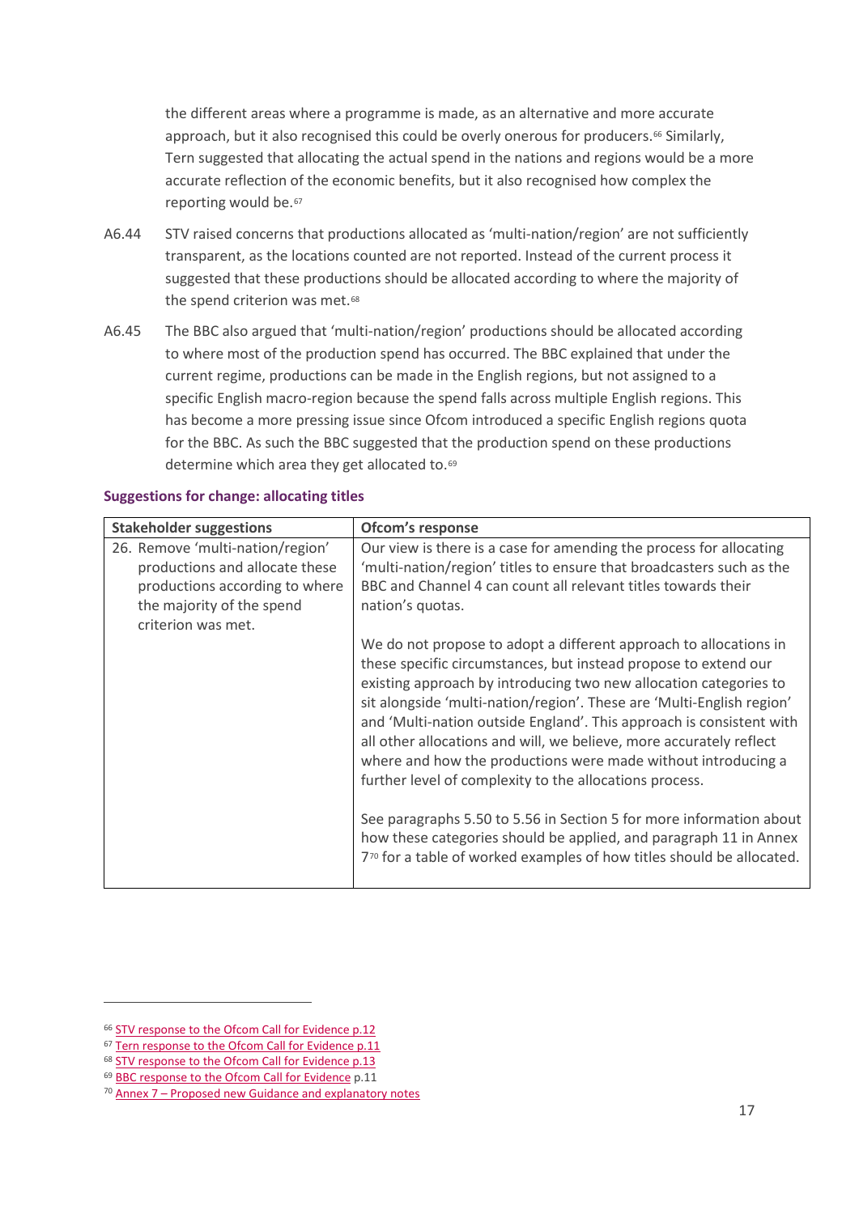the different areas where a programme is made, as an alternative and more accurate approach, but it also recognised this could be overly onerous for producers.[66] Similarly, Tern suggested that allocating the actual spend in the nations and regions would be a more accurate reflection of the economic benefits, but it also recognised how complex the reporting would be.[67]

A6.44 STV raised concerns that productions allocated as 'multi-nation/region' are not sufficiently transparent, as the locations counted are not reported. Instead of the current process it suggested that these productions should be allocated according to where the majority of the spend criterion was met.[68]

A6.45 The BBC also argued that 'multi-nation/region' productions should be allocated according to where most of the production spend has occurred. The BBC explained that under the current regime, productions can be made in the English regions, but not assigned to a specific English macro-region because the spend falls across multiple English regions. This has become a more pressing issue since Ofcom introduced a specific English regions quota for the BBC. As such the BBC suggested that the production spend on these productions determine which area they get allocated to.[69]

### Suggestions for change: allocating titles

| Stakeholder suggestions | Ofcom's response |
|---|---|
| 26. Remove 'multi-nation/region' productions and allocate these productions according to where the majority of the spend criterion was met. | Our view is there is a case for amending the process for allocating 'multi-nation/region' titles to ensure that broadcasters such as the BBC and Channel 4 can count all relevant titles towards their nation's quotas.<br><br>We do not propose to adopt a different approach to allocations in these specific circumstances, but instead propose to extend our existing approach by introducing two new allocation categories to sit alongside 'multi-nation/region'. These are 'Multi-English region' and 'Multi-nation outside England'. This approach is consistent with all other allocations and will, we believe, more accurately reflect where and how the productions were made without introducing a further level of complexity to the allocations process.<br><br>See paragraphs 5.50 to 5.56 in Section 5 for more information about how these categories should be applied, and paragraph 11 in Annex 7[70] for a table of worked examples of how titles should be allocated. |

[66] STV response to the Ofcom Call for Evidence p.12
[67] Tern response to the Ofcom Call for Evidence p.11
[68] STV response to the Ofcom Call for Evidence p.13
[69] BBC response to the Ofcom Call for Evidence p.11
[70] Annex 7 – Proposed new Guidance and explanatory notes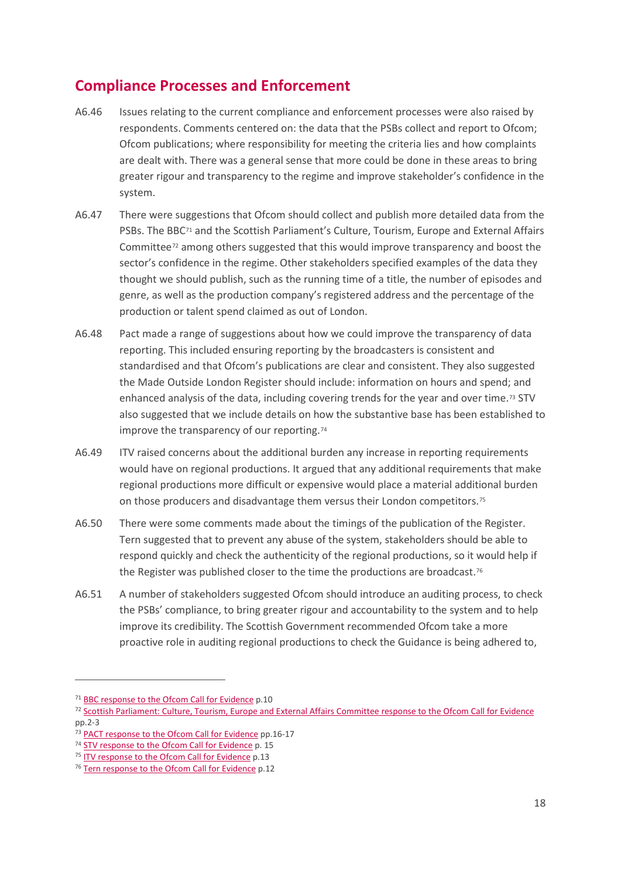## Compliance Processes and Enforcement

A6.46 Issues relating to the current compliance and enforcement processes were also raised by respondents. Comments centered on: the data that the PSBs collect and report to Ofcom; Ofcom publications; where responsibility for meeting the criteria lies and how complaints are dealt with. There was a general sense that more could be done in these areas to bring greater rigour and transparency to the regime and improve stakeholder's confidence in the system.

A6.47 There were suggestions that Ofcom should collect and publish more detailed data from the PSBs. The BBC[71] and the Scottish Parliament's Culture, Tourism, Europe and External Affairs Committee[72] among others suggested that this would improve transparency and boost the sector's confidence in the regime. Other stakeholders specified examples of the data they thought we should publish, such as the running time of a title, the number of episodes and genre, as well as the production company's registered address and the percentage of the production or talent spend claimed as out of London.

A6.48 Pact made a range of suggestions about how we could improve the transparency of data reporting. This included ensuring reporting by the broadcasters is consistent and standardised and that Ofcom's publications are clear and consistent. They also suggested the Made Outside London Register should include: information on hours and spend; and enhanced analysis of the data, including covering trends for the year and over time.[73] STV also suggested that we include details on how the substantive base has been established to improve the transparency of our reporting.[74]

A6.49 ITV raised concerns about the additional burden any increase in reporting requirements would have on regional productions. It argued that any additional requirements that make regional productions more difficult or expensive would place a material additional burden on those producers and disadvantage them versus their London competitors.[75]

A6.50 There were some comments made about the timings of the publication of the Register. Tern suggested that to prevent any abuse of the system, stakeholders should be able to respond quickly and check the authenticity of the regional productions, so it would help if the Register was published closer to the time the productions are broadcast.[76]

A6.51 A number of stakeholders suggested Ofcom should introduce an auditing process, to check the PSBs' compliance, to bring greater rigour and accountability to the system and to help improve its credibility. The Scottish Government recommended Ofcom take a more proactive role in auditing regional productions to check the Guidance is being adhered to,

---

[71] BBC response to the Ofcom Call for Evidence p.10

[72] Scottish Parliament: Culture, Tourism, Europe and External Affairs Committee response to the Ofcom Call for Evidence pp.2-3

[73] PACT response to the Ofcom Call for Evidence pp.16-17

[74] STV response to the Ofcom Call for Evidence p. 15

[75] ITV response to the Ofcom Call for Evidence p.13

[76] Tern response to the Ofcom Call for Evidence p.12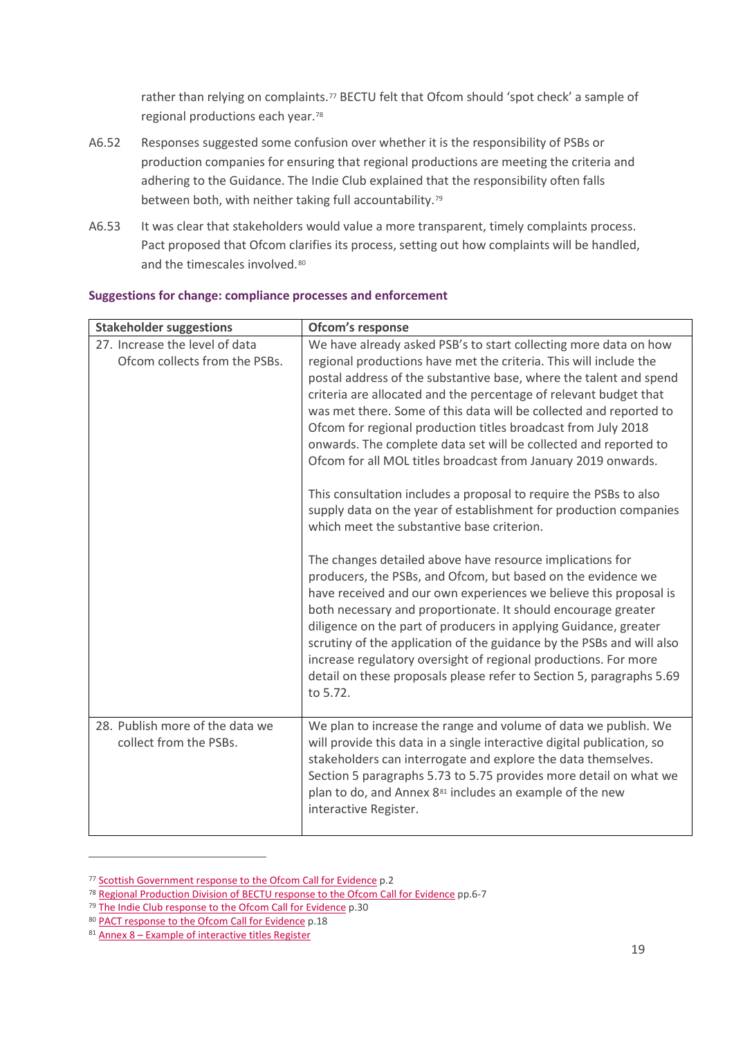rather than relying on complaints.[77] BECTU felt that Ofcom should 'spot check' a sample of regional productions each year.[78]

A6.52 Responses suggested some confusion over whether it is the responsibility of PSBs or production companies for ensuring that regional productions are meeting the criteria and adhering to the Guidance. The Indie Club explained that the responsibility often falls between both, with neither taking full accountability.[79]

A6.53 It was clear that stakeholders would value a more transparent, timely complaints process. Pact proposed that Ofcom clarifies its process, setting out how complaints will be handled, and the timescales involved.[80]

### Suggestions for change: compliance processes and enforcement

| Stakeholder suggestions | Ofcom's response |
|---|---|
| 27. Increase the level of data Ofcom collects from the PSBs. | We have already asked PSB's to start collecting more data on how regional productions have met the criteria. This will include the postal address of the substantive base, where the talent and spend criteria are allocated and the percentage of relevant budget that was met there. Some of this data will be collected and reported to Ofcom for regional production titles broadcast from July 2018 onwards. The complete data set will be collected and reported to Ofcom for all MOL titles broadcast from January 2019 onwards.<br><br>This consultation includes a proposal to require the PSBs to also supply data on the year of establishment for production companies which meet the substantive base criterion.<br><br>The changes detailed above have resource implications for producers, the PSBs, and Ofcom, but based on the evidence we have received and our own experiences we believe this proposal is both necessary and proportionate. It should encourage greater diligence on the part of producers in applying Guidance, greater scrutiny of the application of the guidance by the PSBs and will also increase regulatory oversight of regional productions. For more detail on these proposals please refer to Section 5, paragraphs 5.69 to 5.72. |
| 28. Publish more of the data we collect from the PSBs. | We plan to increase the range and volume of data we publish. We will provide this data in a single interactive digital publication, so stakeholders can interrogate and explore the data themselves. Section 5 paragraphs 5.73 to 5.75 provides more detail on what we plan to do, and Annex 8[81] includes an example of the new interactive Register. |

[77] Scottish Government response to the Ofcom Call for Evidence p.2

[78] Regional Production Division of BECTU response to the Ofcom Call for Evidence pp.6-7

[79] The Indie Club response to the Ofcom Call for Evidence p.30

[80] PACT response to the Ofcom Call for Evidence p.18

[81] Annex 8 – Example of interactive titles Register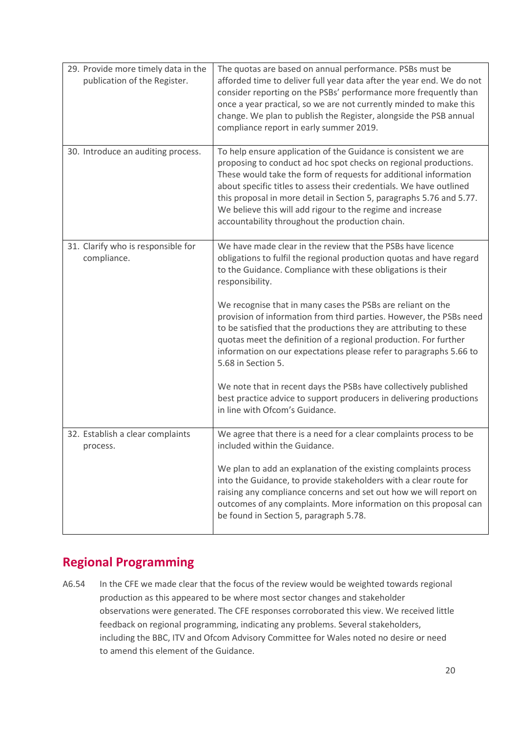| | |
|---|---|
| 29. Provide more timely data in the publication of the Register. | The quotas are based on annual performance. PSBs must be afforded time to deliver full year data after the year end. We do not consider reporting on the PSBs' performance more frequently than once a year practical, so we are not currently minded to make this change. We plan to publish the Register, alongside the PSB annual compliance report in early summer 2019. |
| 30. Introduce an auditing process. | To help ensure application of the Guidance is consistent we are proposing to conduct ad hoc spot checks on regional productions. These would take the form of requests for additional information about specific titles to assess their credentials. We have outlined this proposal in more detail in Section 5, paragraphs 5.76 and 5.77. We believe this will add rigour to the regime and increase accountability throughout the production chain. |
| 31. Clarify who is responsible for compliance. | We have made clear in the review that the PSBs have licence obligations to fulfil the regional production quotas and have regard to the Guidance. Compliance with these obligations is their responsibility.<br><br>We recognise that in many cases the PSBs are reliant on the provision of information from third parties. However, the PSBs need to be satisfied that the productions they are attributing to these quotas meet the definition of a regional production. For further information on our expectations please refer to paragraphs 5.66 to 5.68 in Section 5.<br><br>We note that in recent days the PSBs have collectively published best practice advice to support producers in delivering productions in line with Ofcom's Guidance. |
| 32. Establish a clear complaints process. | We agree that there is a need for a clear complaints process to be included within the Guidance.<br><br>We plan to add an explanation of the existing complaints process into the Guidance, to provide stakeholders with a clear route for raising any compliance concerns and set out how we will report on outcomes of any complaints. More information on this proposal can be found in Section 5, paragraph 5.78. |

## Regional Programming

A6.54 In the CFE we made clear that the focus of the review would be weighted towards regional production as this appeared to be where most sector changes and stakeholder observations were generated. The CFE responses corroborated this view. We received little feedback on regional programming, indicating any problems. Several stakeholders, including the BBC, ITV and Ofcom Advisory Committee for Wales noted no desire or need to amend this element of the Guidance.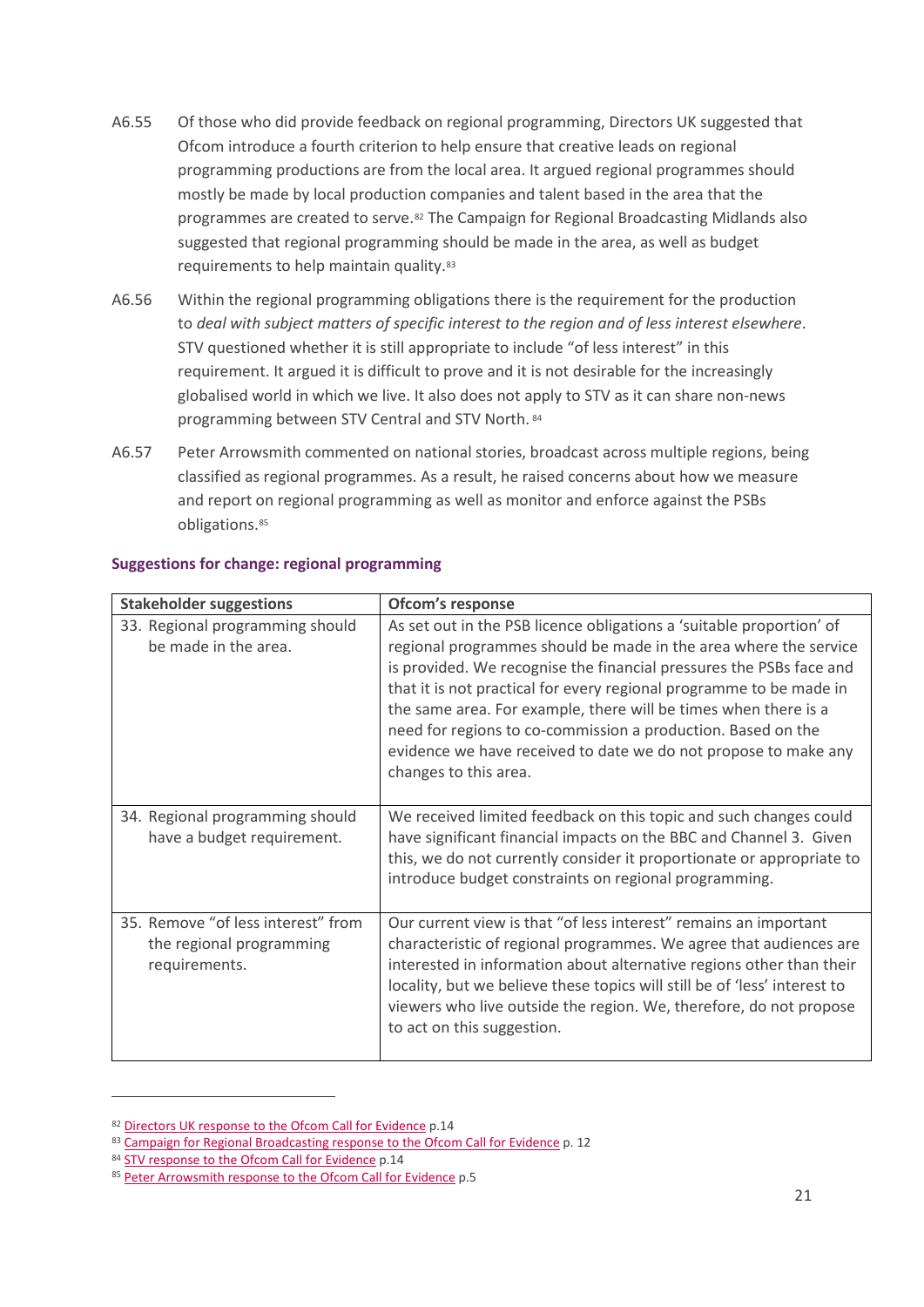A6.55 Of those who did provide feedback on regional programming, Directors UK suggested that Ofcom introduce a fourth criterion to help ensure that creative leads on regional programming productions are from the local area. It argued regional programmes should mostly be made by local production companies and talent based in the area that the programmes are created to serve.[82] The Campaign for Regional Broadcasting Midlands also suggested that regional programming should be made in the area, as well as budget requirements to help maintain quality.[83]

A6.56 Within the regional programming obligations there is the requirement for the production to *deal with subject matters of specific interest to the region and of less interest elsewhere*. STV questioned whether it is still appropriate to include "of less interest" in this requirement. It argued it is difficult to prove and it is not desirable for the increasingly globalised world in which we live. It also does not apply to STV as it can share non-news programming between STV Central and STV North.[84]

A6.57 Peter Arrowsmith commented on national stories, broadcast across multiple regions, being classified as regional programmes. As a result, he raised concerns about how we measure and report on regional programming as well as monitor and enforce against the PSBs obligations.[85]

### Suggestions for change: regional programming

| Stakeholder suggestions | Ofcom's response |
|---|---|
| 33. Regional programming should be made in the area. | As set out in the PSB licence obligations a 'suitable proportion' of regional programmes should be made in the area where the service is provided. We recognise the financial pressures the PSBs face and that it is not practical for every regional programme to be made in the same area. For example, there will be times when there is a need for regions to co-commission a production. Based on the evidence we have received to date we do not propose to make any changes to this area. |
| 34. Regional programming should have a budget requirement. | We received limited feedback on this topic and such changes could have significant financial impacts on the BBC and Channel 3. Given this, we do not currently consider it proportionate or appropriate to introduce budget constraints on regional programming. |
| 35. Remove "of less interest" from the regional programming requirements. | Our current view is that "of less interest" remains an important characteristic of regional programmes. We agree that audiences are interested in information about alternative regions other than their locality, but we believe these topics will still be of 'less' interest to viewers who live outside the region. We, therefore, do not propose to act on this suggestion. |

[82] Directors UK response to the Ofcom Call for Evidence p.14

[83] Campaign for Regional Broadcasting response to the Ofcom Call for Evidence p. 12

[84] STV response to the Ofcom Call for Evidence p.14

[85] Peter Arrowsmith response to the Ofcom Call for Evidence p.5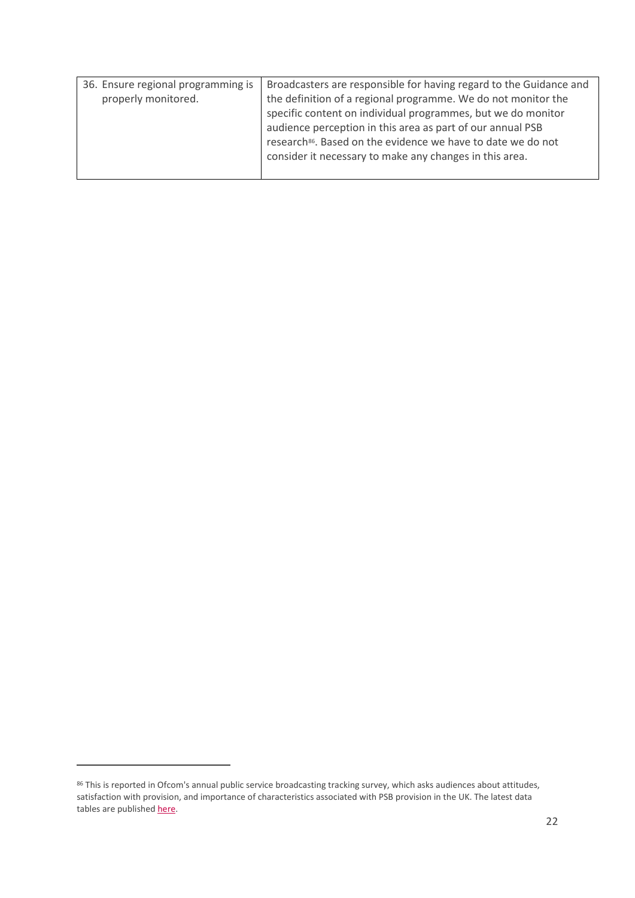| | |
|---|---|
| 36. Ensure regional programming is properly monitored. | Broadcasters are responsible for having regard to the Guidance and the definition of a regional programme. We do not monitor the specific content on individual programmes, but we do monitor audience perception in this area as part of our annual PSB research[86]. Based on the evidence we have to date we do not consider it necessary to make any changes in this area. |

[86] This is reported in Ofcom's annual public service broadcasting tracking survey, which asks audiences about attitudes, satisfaction with provision, and importance of characteristics associated with PSB provision in the UK. The latest data tables are published here.